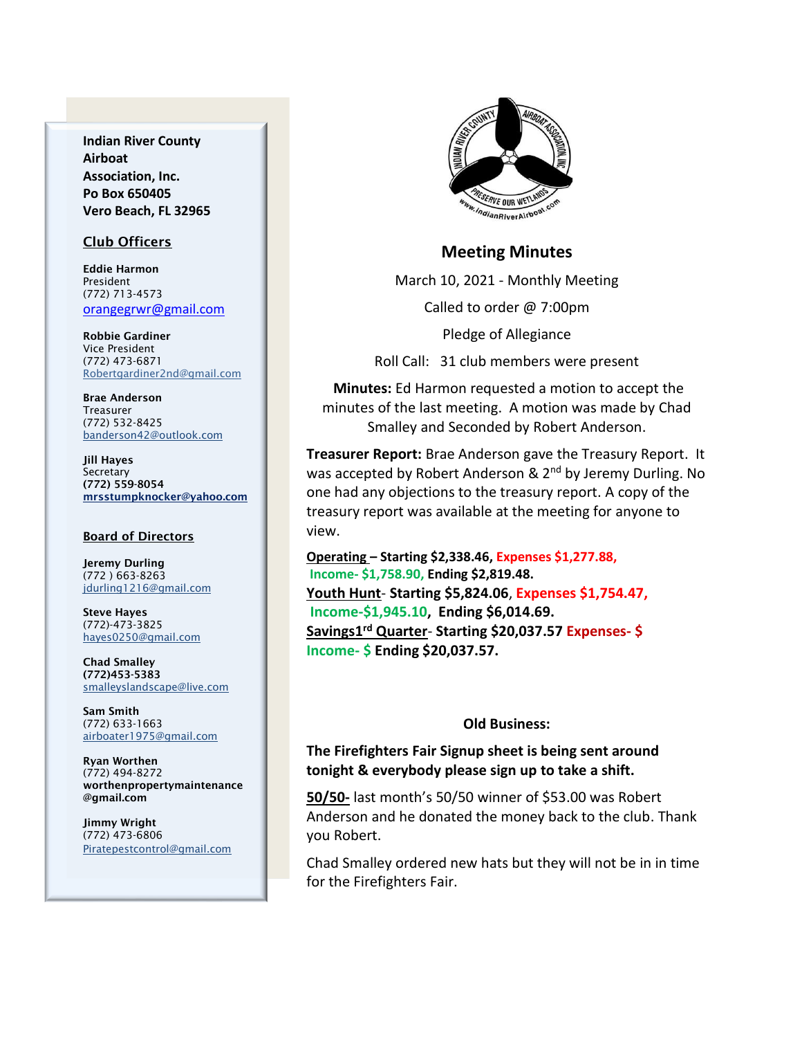**Indian River County Airboat Association, Inc.**
**Po Box 650405**
**Vero Beach, FL 32965**

## Club Officers

**Eddie Harmon**
President
(772) 713-4573
orangegrwr@gmail.com

**Robbie Gardiner**
Vice President
(772) 473-6871
Robertgardiner2nd@gmail.com

**Brae Anderson**
Treasurer
(772) 532-8425
banderson42@outlook.com

**Jill Hayes**
Secretary
**(772) 559-8054**
**mrsstumpknocker@yahoo.com**

## Board of Directors

**Jeremy Durling**
(772 ) 663-8263
jdurling1216@gmail.com

**Steve Hayes**
(772)-473-3825
hayes0250@gmail.com

**Chad Smalley**
**(772)453-5383**
smalleyslandscape@live.com

**Sam Smith**
(772) 633-1663
airboater1975@gmail.com

**Ryan Worthen**
(772) 494-8272
**worthenpropertymaintenance@gmail.com**

**Jimmy Wright**
(772) 473-6806
Piratepestcontrol@gmail.com

# Meeting Minutes

March 10, 2021 - Monthly Meeting

Called to order @ 7:00pm

Pledge of Allegiance

Roll Call: 31 club members were present

**Minutes:** Ed Harmon requested a motion to accept the minutes of the last meeting. A motion was made by Chad Smalley and Seconded by Robert Anderson.

**Treasurer Report:** Brae Anderson gave the Treasury Report. It was accepted by Robert Anderson & 2nd by Jeremy Durling. No one had any objections to the treasury report. A copy of the treasury report was available at the meeting for anyone to view.

**Operating – Starting $2,338.46, Expenses $1,277.88, Income- $1,758.90, Ending $2,819.48.**
**Youth Hunt- Starting $5,824.06, Expenses $1,754.47, Income-$1,945.10, Ending $6,014.69.**
**Savings1st Quarter- Starting $20,037.57 Expenses- $ Income- $ Ending $20,037.57.**

**Old Business:**

**The Firefighters Fair Signup sheet is being sent around tonight & everybody please sign up to take a shift.**

**50/50-** last month's 50/50 winner of $53.00 was Robert Anderson and he donated the money back to the club. Thank you Robert.

Chad Smalley ordered new hats but they will not be in in time for the Firefighters Fair.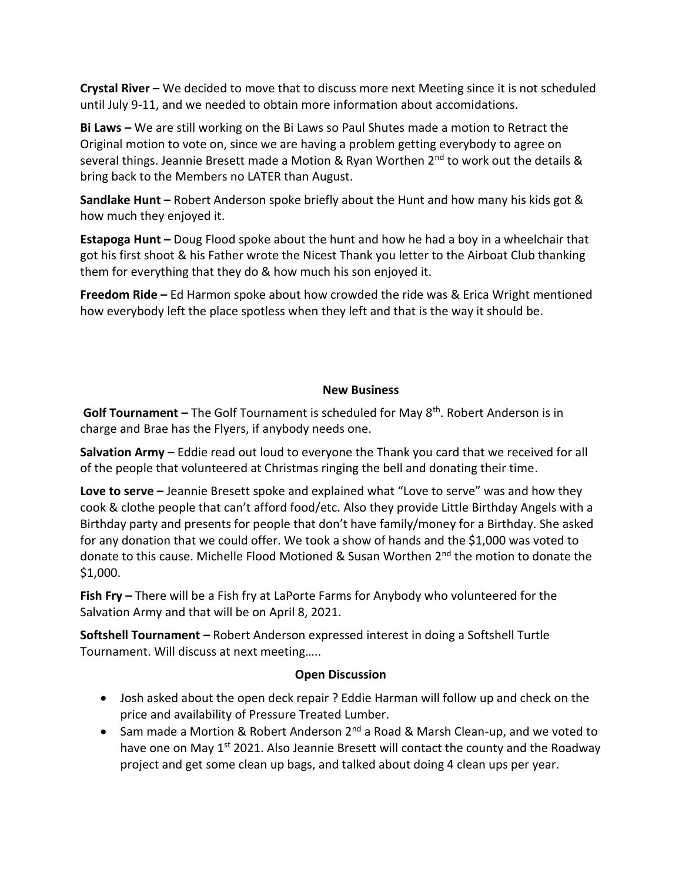**Crystal River** – We decided to move that to discuss more next Meeting since it is not scheduled until July 9-11, and we needed to obtain more information about accomidations.

**Bi Laws –** We are still working on the Bi Laws so Paul Shutes made a motion to Retract the Original motion to vote on, since we are having a problem getting everybody to agree on several things. Jeannie Bresett made a Motion & Ryan Worthen 2nd to work out the details & bring back to the Members no LATER than August.

**Sandlake Hunt –** Robert Anderson spoke briefly about the Hunt and how many his kids got & how much they enjoyed it.

**Estapoga Hunt –** Doug Flood spoke about the hunt and how he had a boy in a wheelchair that got his first shoot & his Father wrote the Nicest Thank you letter to the Airboat Club thanking them for everything that they do & how much his son enjoyed it.

**Freedom Ride –** Ed Harmon spoke about how crowded the ride was & Erica Wright mentioned how everybody left the place spotless when they left and that is the way it should be.

## New Business

**Golf Tournament –** The Golf Tournament is scheduled for May 8th. Robert Anderson is in charge and Brae has the Flyers, if anybody needs one.

**Salvation Army** – Eddie read out loud to everyone the Thank you card that we received for all of the people that volunteered at Christmas ringing the bell and donating their time.

**Love to serve –** Jeannie Bresett spoke and explained what "Love to serve" was and how they cook & clothe people that can't afford food/etc. Also they provide Little Birthday Angels with a Birthday party and presents for people that don't have family/money for a Birthday. She asked for any donation that we could offer. We took a show of hands and the $1,000 was voted to donate to this cause. Michelle Flood Motioned & Susan Worthen 2nd the motion to donate the $1,000.

**Fish Fry –** There will be a Fish fry at LaPorte Farms for Anybody who volunteered for the Salvation Army and that will be on April 8, 2021.

**Softshell Tournament –** Robert Anderson expressed interest in doing a Softshell Turtle Tournament. Will discuss at next meeting…..

## Open Discussion

- Josh asked about the open deck repair ? Eddie Harman will follow up and check on the price and availability of Pressure Treated Lumber.
- Sam made a Mortion & Robert Anderson 2nd a Road & Marsh Clean-up, and we voted to have one on May 1st 2021. Also Jeannie Bresett will contact the county and the Roadway project and get some clean up bags, and talked about doing 4 clean ups per year.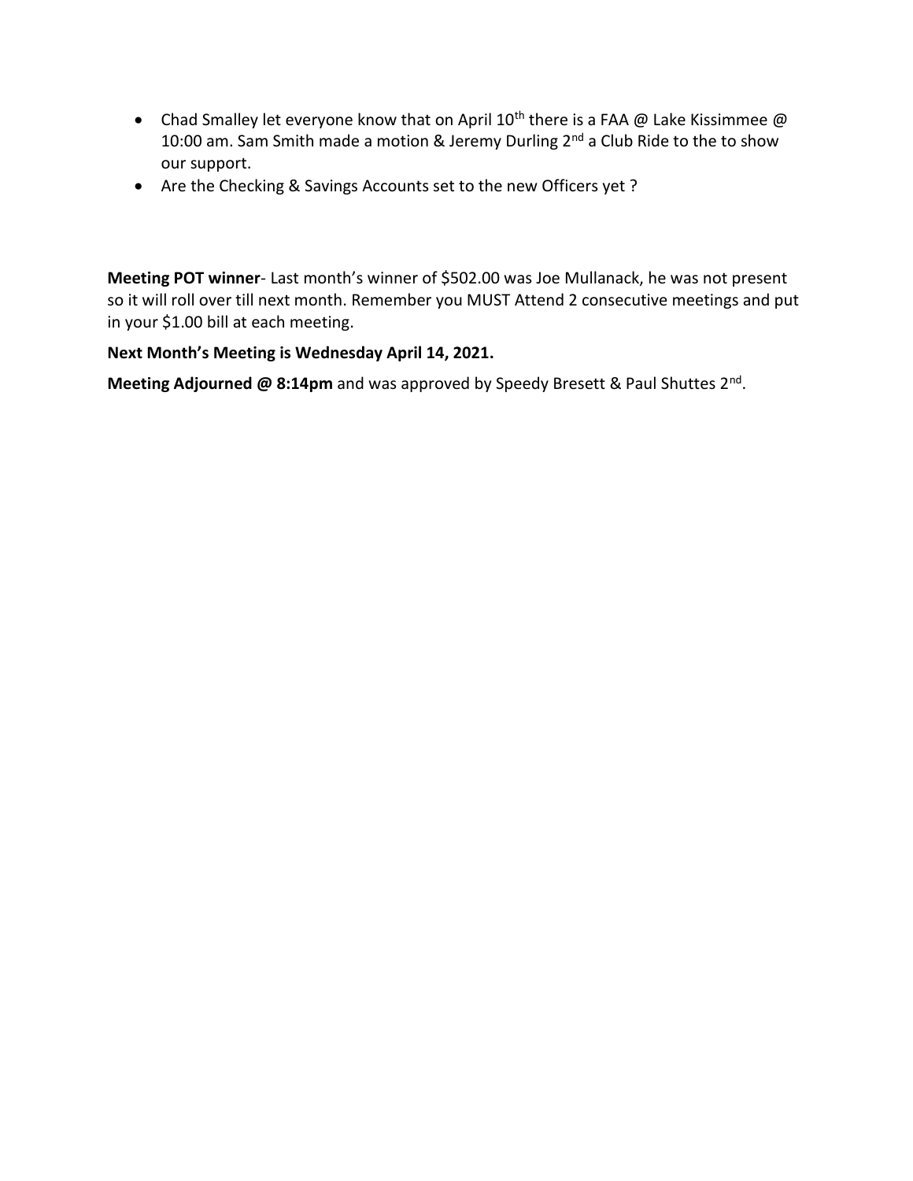- Chad Smalley let everyone know that on April 10th there is a FAA @ Lake Kissimmee @ 10:00 am. Sam Smith made a motion & Jeremy Durling 2nd a Club Ride to the to show our support.
- Are the Checking & Savings Accounts set to the new Officers yet ?

**Meeting POT winner**- Last month's winner of $502.00 was Joe Mullanack, he was not present so it will roll over till next month. Remember you MUST Attend 2 consecutive meetings and put in your $1.00 bill at each meeting.

**Next Month's Meeting is Wednesday April 14, 2021.**

**Meeting Adjourned @ 8:14pm** and was approved by Speedy Bresett & Paul Shuttes 2nd.